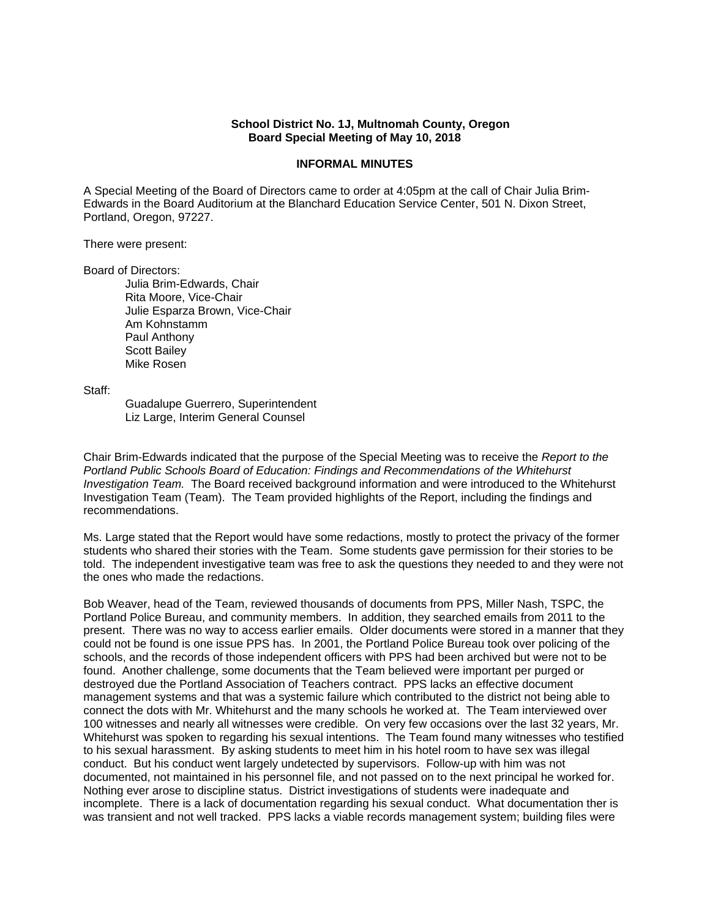**School District No. 1J, Multnomah County, Oregon**
**Board Special Meeting of May 10, 2018**

**INFORMAL MINUTES**

A Special Meeting of the Board of Directors came to order at 4:05pm at the call of Chair Julia Brim-Edwards in the Board Auditorium at the Blanchard Education Service Center, 501 N. Dixon Street, Portland, Oregon, 97227.

There were present:

Board of Directors:

Julia Brim-Edwards, Chair
Rita Moore, Vice-Chair
Julie Esparza Brown, Vice-Chair
Am Kohnstamm
Paul Anthony
Scott Bailey
Mike Rosen

Staff:

Guadalupe Guerrero, Superintendent
Liz Large, Interim General Counsel

Chair Brim-Edwards indicated that the purpose of the Special Meeting was to receive the *Report to the Portland Public Schools Board of Education: Findings and Recommendations of the Whitehurst Investigation Team.* The Board received background information and were introduced to the Whitehurst Investigation Team (Team). The Team provided highlights of the Report, including the findings and recommendations.

Ms. Large stated that the Report would have some redactions, mostly to protect the privacy of the former students who shared their stories with the Team. Some students gave permission for their stories to be told. The independent investigative team was free to ask the questions they needed to and they were not the ones who made the redactions.

Bob Weaver, head of the Team, reviewed thousands of documents from PPS, Miller Nash, TSPC, the Portland Police Bureau, and community members. In addition, they searched emails from 2011 to the present. There was no way to access earlier emails. Older documents were stored in a manner that they could not be found is one issue PPS has. In 2001, the Portland Police Bureau took over policing of the schools, and the records of those independent officers with PPS had been archived but were not to be found. Another challenge, some documents that the Team believed were important per purged or destroyed due the Portland Association of Teachers contract. PPS lacks an effective document management systems and that was a systemic failure which contributed to the district not being able to connect the dots with Mr. Whitehurst and the many schools he worked at. The Team interviewed over 100 witnesses and nearly all witnesses were credible. On very few occasions over the last 32 years, Mr. Whitehurst was spoken to regarding his sexual intentions. The Team found many witnesses who testified to his sexual harassment. By asking students to meet him in his hotel room to have sex was illegal conduct. But his conduct went largely undetected by supervisors. Follow-up with him was not documented, not maintained in his personnel file, and not passed on to the next principal he worked for. Nothing ever arose to discipline status. District investigations of students were inadequate and incomplete. There is a lack of documentation regarding his sexual conduct. What documentation ther is was transient and not well tracked. PPS lacks a viable records management system; building files were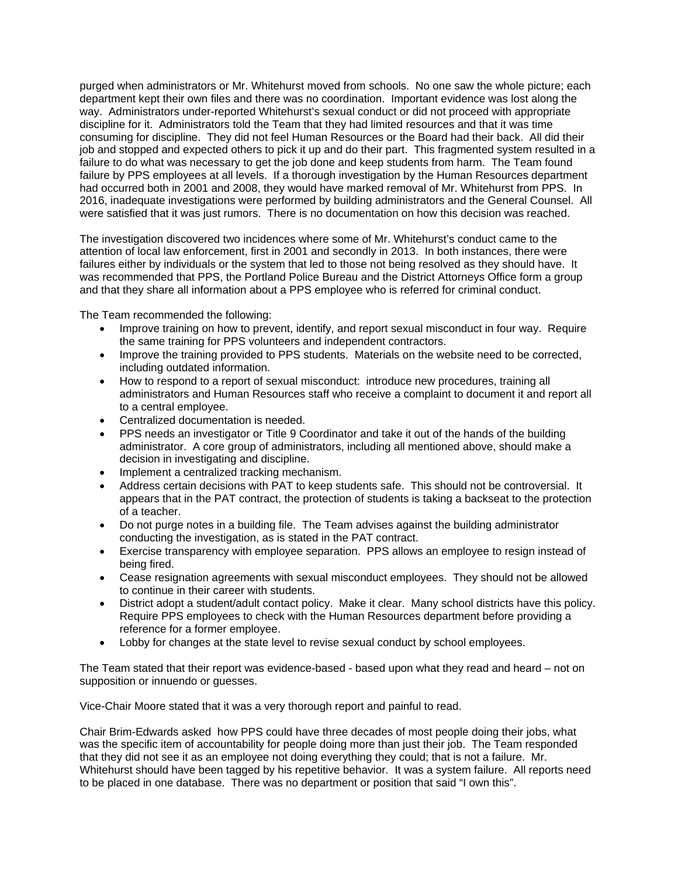purged when administrators or Mr. Whitehurst moved from schools. No one saw the whole picture; each department kept their own files and there was no coordination. Important evidence was lost along the way. Administrators under-reported Whitehurst's sexual conduct or did not proceed with appropriate discipline for it. Administrators told the Team that they had limited resources and that it was time consuming for discipline. They did not feel Human Resources or the Board had their back. All did their job and stopped and expected others to pick it up and do their part. This fragmented system resulted in a failure to do what was necessary to get the job done and keep students from harm. The Team found failure by PPS employees at all levels. If a thorough investigation by the Human Resources department had occurred both in 2001 and 2008, they would have marked removal of Mr. Whitehurst from PPS. In 2016, inadequate investigations were performed by building administrators and the General Counsel. All were satisfied that it was just rumors. There is no documentation on how this decision was reached.

The investigation discovered two incidences where some of Mr. Whitehurst's conduct came to the attention of local law enforcement, first in 2001 and secondly in 2013. In both instances, there were failures either by individuals or the system that led to those not being resolved as they should have. It was recommended that PPS, the Portland Police Bureau and the District Attorneys Office form a group and that they share all information about a PPS employee who is referred for criminal conduct.

The Team recommended the following:

- Improve training on how to prevent, identify, and report sexual misconduct in four way. Require the same training for PPS volunteers and independent contractors.
- Improve the training provided to PPS students. Materials on the website need to be corrected, including outdated information.
- How to respond to a report of sexual misconduct: introduce new procedures, training all administrators and Human Resources staff who receive a complaint to document it and report all to a central employee.
- Centralized documentation is needed.
- PPS needs an investigator or Title 9 Coordinator and take it out of the hands of the building administrator. A core group of administrators, including all mentioned above, should make a decision in investigating and discipline.
- Implement a centralized tracking mechanism.
- Address certain decisions with PAT to keep students safe. This should not be controversial. It appears that in the PAT contract, the protection of students is taking a backseat to the protection of a teacher.
- Do not purge notes in a building file. The Team advises against the building administrator conducting the investigation, as is stated in the PAT contract.
- Exercise transparency with employee separation. PPS allows an employee to resign instead of being fired.
- Cease resignation agreements with sexual misconduct employees. They should not be allowed to continue in their career with students.
- District adopt a student/adult contact policy. Make it clear. Many school districts have this policy. Require PPS employees to check with the Human Resources department before providing a reference for a former employee.
- Lobby for changes at the state level to revise sexual conduct by school employees.

The Team stated that their report was evidence-based - based upon what they read and heard – not on supposition or innuendo or guesses.

Vice-Chair Moore stated that it was a very thorough report and painful to read.

Chair Brim-Edwards asked how PPS could have three decades of most people doing their jobs, what was the specific item of accountability for people doing more than just their job. The Team responded that they did not see it as an employee not doing everything they could; that is not a failure. Mr. Whitehurst should have been tagged by his repetitive behavior. It was a system failure. All reports need to be placed in one database. There was no department or position that said "I own this".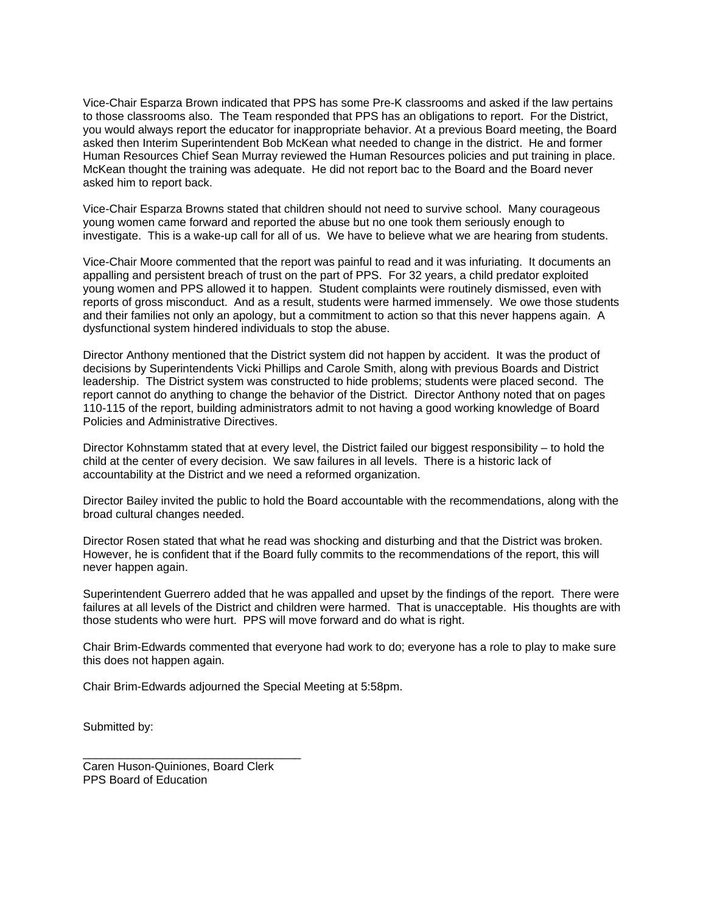Vice-Chair Esparza Brown indicated that PPS has some Pre-K classrooms and asked if the law pertains to those classrooms also. The Team responded that PPS has an obligations to report. For the District, you would always report the educator for inappropriate behavior. At a previous Board meeting, the Board asked then Interim Superintendent Bob McKean what needed to change in the district. He and former Human Resources Chief Sean Murray reviewed the Human Resources policies and put training in place. McKean thought the training was adequate. He did not report bac to the Board and the Board never asked him to report back.

Vice-Chair Esparza Browns stated that children should not need to survive school. Many courageous young women came forward and reported the abuse but no one took them seriously enough to investigate. This is a wake-up call for all of us. We have to believe what we are hearing from students.

Vice-Chair Moore commented that the report was painful to read and it was infuriating. It documents an appalling and persistent breach of trust on the part of PPS. For 32 years, a child predator exploited young women and PPS allowed it to happen. Student complaints were routinely dismissed, even with reports of gross misconduct. And as a result, students were harmed immensely. We owe those students and their families not only an apology, but a commitment to action so that this never happens again. A dysfunctional system hindered individuals to stop the abuse.

Director Anthony mentioned that the District system did not happen by accident. It was the product of decisions by Superintendents Vicki Phillips and Carole Smith, along with previous Boards and District leadership. The District system was constructed to hide problems; students were placed second. The report cannot do anything to change the behavior of the District. Director Anthony noted that on pages 110-115 of the report, building administrators admit to not having a good working knowledge of Board Policies and Administrative Directives.

Director Kohnstamm stated that at every level, the District failed our biggest responsibility – to hold the child at the center of every decision. We saw failures in all levels. There is a historic lack of accountability at the District and we need a reformed organization.

Director Bailey invited the public to hold the Board accountable with the recommendations, along with the broad cultural changes needed.

Director Rosen stated that what he read was shocking and disturbing and that the District was broken. However, he is confident that if the Board fully commits to the recommendations of the report, this will never happen again.

Superintendent Guerrero added that he was appalled and upset by the findings of the report. There were failures at all levels of the District and children were harmed. That is unacceptable. His thoughts are with those students who were hurt. PPS will move forward and do what is right.

Chair Brim-Edwards commented that everyone had work to do; everyone has a role to play to make sure this does not happen again.

Chair Brim-Edwards adjourned the Special Meeting at 5:58pm.

Submitted by:

\_\_\_\_\_\_\_\_\_\_\_\_\_\_\_\_\_\_\_\_\_\_\_\_\_\_\_\_\_\_\_\_\_\_

Caren Huson-Quiniones, Board Clerk
PPS Board of Education